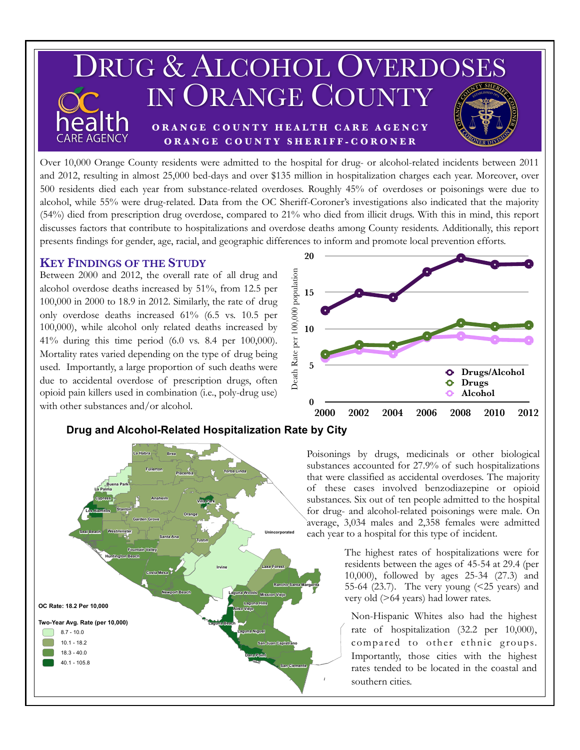# Drug & Alcohol Overdoses in Orange County

**ORANGE COUNTY HEALTH CARE AGENCY**
**ORANGE COUNTY SHERIFF-CORONER**

Over 10,000 Orange County residents were admitted to the hospital for drug- or alcohol-related incidents between 2011 and 2012, resulting in almost 25,000 bed-days and over $135 million in hospitalization charges each year. Moreover, over 500 residents died each year from substance-related overdoses. Roughly 45% of overdoses or poisonings were due to alcohol, while 55% were drug-related. Data from the OC Sheriff-Coroner's investigations also indicated that the majority (54%) died from prescription drug overdose, compared to 21% who died from illicit drugs. With this in mind, this report discusses factors that contribute to hospitalizations and overdose deaths among County residents. Additionally, this report presents findings for gender, age, racial, and geographic differences to inform and promote local prevention efforts.

## Key Findings of the Study

Between 2000 and 2012, the overall rate of all drug and alcohol overdose deaths increased by 51%, from 12.5 per 100,000 in 2000 to 18.9 in 2012. Similarly, the rate of drug only overdose deaths increased 61% (6.5 vs. 10.5 per 100,000), while alcohol only related deaths increased by 41% during this time period (6.0 vs. 8.4 per 100,000). Mortality rates varied depending on the type of drug being used. Importantly, a large proportion of such deaths were due to accidental overdose of prescription drugs, often opioid pain killers used in combination (i.e., poly-drug use) with other substances and/or alcohol.

### Drug and Alcohol-Related Hospitalization Rate by City

OC Rate: 18.2 Per 10,000

Two-Year Avg. Rate (per 10,000): 8.7 - 10.0; 10.1 - 18.2; 18.3 - 40.0; 40.1 - 105.8

Poisonings by drugs, medicinals or other biological substances accounted for 27.9% of such hospitalizations that were classified as accidental overdoses. The majority of these cases involved benzodiazepine or opioid substances. Six out of ten people admitted to the hospital for drug- and alcohol-related poisonings were male. On average, 3,034 males and 2,358 females were admitted each year to a hospital for this type of incident.

The highest rates of hospitalizations were for residents between the ages of 45-54 at 29.4 (per 10,000), followed by ages 25-34 (27.3) and 55-64 (23.7). The very young (<25 years) and very old (>64 years) had lower rates.

Non-Hispanic Whites also had the highest rate of hospitalization (32.2 per 10,000), compared to other ethnic groups. Importantly, those cities with the highest rates tended to be located in the coastal and southern cities.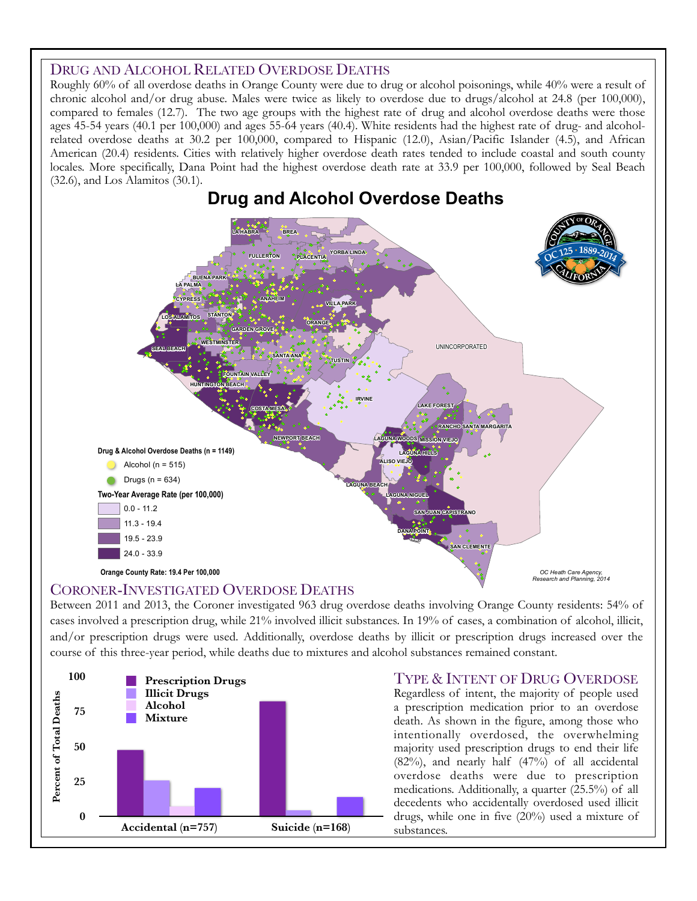## Drug and Alcohol Related Overdose Deaths

Roughly 60% of all overdose deaths in Orange County were due to drug or alcohol poisonings, while 40% were a result of chronic alcohol and/or drug abuse. Males were twice as likely to overdose due to drugs/alcohol at 24.8 (per 100,000), compared to females (12.7). The two age groups with the highest rate of drug and alcohol overdose deaths were those ages 45-54 years (40.1 per 100,000) and ages 55-64 years (40.4). White residents had the highest rate of drug- and alcohol-related overdose deaths at 30.2 per 100,000, compared to Hispanic (12.0), Asian/Pacific Islander (4.5), and African American (20.4) residents. Cities with relatively higher overdose death rates tended to include coastal and south county locales. More specifically, Dana Point had the highest overdose death rate at 33.9 per 100,000, followed by Seal Beach (32.6), and Los Alamitos (30.1).

**Drug and Alcohol Overdose Deaths**

LA HABRA
BREA
FULLERTON
PLACENTIA
YORBA LINDA
BUENA PARK
LA PALMA
CYPRESS
ANAHEIM
VILLA PARK
LOS ALAMITOS
STANTON
ORANGE
GARDEN GROVE
WESTMINSTER
SEAL BEACH
SANTA ANA
TUSTIN
UNINCORPORATED
FOUNTAIN VALLEY
HUNTINGTON BEACH
IRVINE
LAKE FOREST
COSTA MESA
RANCHO SANTA MARGARITA
NEWPORT BEACH
LAGUNA WOODS
MISSION VIEJO
LAGUNA HILLS
ALISO VIEJO
LAGUNA BEACH
LAGUNA NIGUEL
SAN JUAN CAPISTRANO
DANA POINT
SAN CLEMENTE

Drug & Alcohol Overdose Deaths (n = 1149)
Alcohol (n = 515)
Drugs (n = 634)

Two-Year Average Rate (per 100,000)
0.0 - 11.2
11.3 - 19.4
19.5 - 23.9
24.0 - 33.9

Orange County Rate: 19.4 Per 100,000

OC Heath Care Agency, Research and Planning, 2014

## Coroner-Investigated Overdose Deaths

Between 2011 and 2013, the Coroner investigated 963 drug overdose deaths involving Orange County residents: 54% of cases involved a prescription drug, while 21% involved illicit substances. In 19% of cases, a combination of alcohol, illicit, and/or prescription drugs were used. Additionally, overdose deaths by illicit or prescription drugs increased over the course of this three-year period, while deaths due to mixtures and alcohol substances remained constant.

Percent of Total Deaths
100
75
50
25
0
Prescription Drugs
Illicit Drugs
Alcohol
Mixture
Accidental (n=757)
Suicide (n=168)

## Type & Intent of Drug Overdose

Regardless of intent, the majority of people used a prescription medication prior to an overdose death. As shown in the figure, among those who intentionally overdosed, the overwhelming majority used prescription drugs to end their life (82%), and nearly half (47%) of all accidental overdose deaths were due to prescription medications. Additionally, a quarter (25.5%) of all decedents who accidentally overdosed used illicit drugs, while one in five (20%) used a mixture of substances.